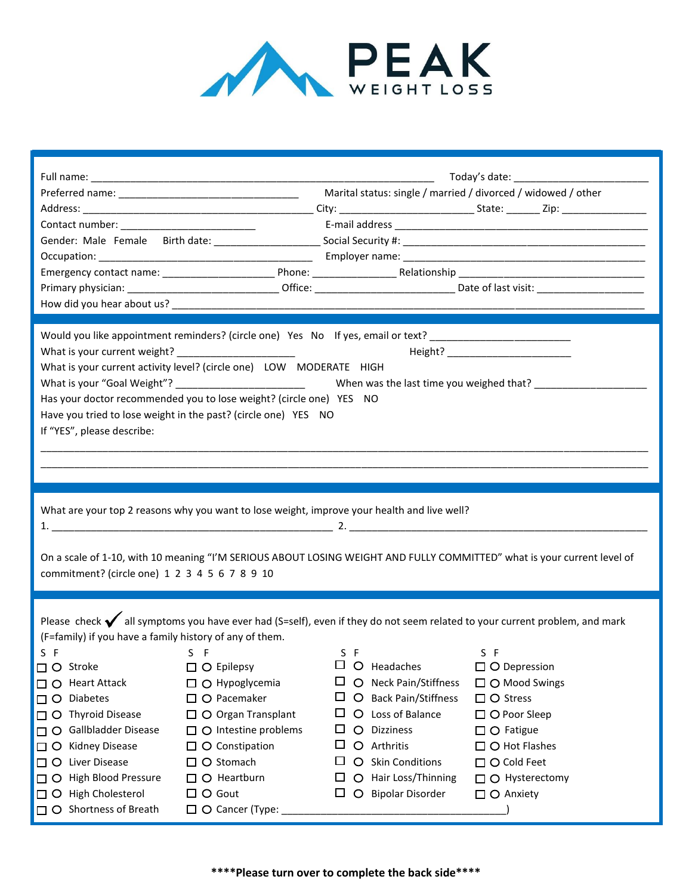# PEAK WEIGHT LOSS

Full name: ____________________________________________________________ Today's date: ________________________

Preferred name: _______________________________ Marital status: single / married / divorced / widowed / other

Address: ________________________________________ City: _______________________ State: ______ Zip: _______________

Contact number: ________________________ E-mail address ____________________________________________

Gender: Male Female Birth date: __________________ Social Security #: ____________________________________________

Occupation: ______________________________________ Employer name: ____________________________________________

Emergency contact name: ___________________ Phone: ______________ Relationship _________________________________

Primary physician: __________________________ Office: ________________________ Date of last visit: __________________

How did you hear about us? ______________________________________________________________________________

---

Would you like appointment reminders? (circle one) Yes No If yes, email or text? ________________________

What is your current weight? _____________________ Height? _____________________

What is your current activity level? (circle one) LOW MODERATE HIGH

What is your "Goal Weight"? ______________________ When was the last time you weighed that? ___________________

Has your doctor recommended you to lose weight? (circle one) YES NO

Have you tried to lose weight in the past? (circle one) YES NO

If "YES", please describe:

__________________________________________________________________________________________________

__________________________________________________________________________________________________

---

What are your top 2 reasons why you want to lose weight, improve your health and live well?

1. ________________________________________________ 2. ___________________________________________________

On a scale of 1-10, with 10 meaning "I'M SERIOUS ABOUT LOSING WEIGHT AND FULLY COMMITTED" what is your current level of commitment? (circle one) 1 2 3 4 5 6 7 8 9 10

---

Please check ✓ all symptoms you have ever had (S=self), even if they do not seem related to your current problem, and mark (F=family) if you have a family history of any of them.

| S | F | | S | F | | S | F | | S | F | |
|---|---|---|---|---|---|---|---|---|---|---|---|
| ☐ | ○ | Stroke | ☐ | ○ | Epilepsy | ☐ | ○ | Headaches | ☐ | ○ | Depression |
| ☐ | ○ | Heart Attack | ☐ | ○ | Hypoglycemia | ☐ | ○ | Neck Pain/Stiffness | ☐ | ○ | Mood Swings |
| ☐ | ○ | Diabetes | ☐ | ○ | Pacemaker | ☐ | ○ | Back Pain/Stiffness | ☐ | ○ | Stress |
| ☐ | ○ | Thyroid Disease | ☐ | ○ | Organ Transplant | ☐ | ○ | Loss of Balance | ☐ | ○ | Poor Sleep |
| ☐ | ○ | Gallbladder Disease | ☐ | ○ | Intestine problems | ☐ | ○ | Dizziness | ☐ | ○ | Fatigue |
| ☐ | ○ | Kidney Disease | ☐ | ○ | Constipation | ☐ | ○ | Arthritis | ☐ | ○ | Hot Flashes |
| ☐ | ○ | Liver Disease | ☐ | ○ | Stomach | ☐ | ○ | Skin Conditions | ☐ | ○ | Cold Feet |
| ☐ | ○ | High Blood Pressure | ☐ | ○ | Heartburn | ☐ | ○ | Hair Loss/Thinning | ☐ | ○ | Hysterectomy |
| ☐ | ○ | High Cholesterol | ☐ | ○ | Gout | ☐ | ○ | Bipolar Disorder | ☐ | ○ | Anxiety |
| ☐ | ○ | Shortness of Breath | ☐ | ○ | Cancer (Type: ______________________________________) | | | | | | |

**\*\*\*\*Please turn over to complete the back side\*\*\*\***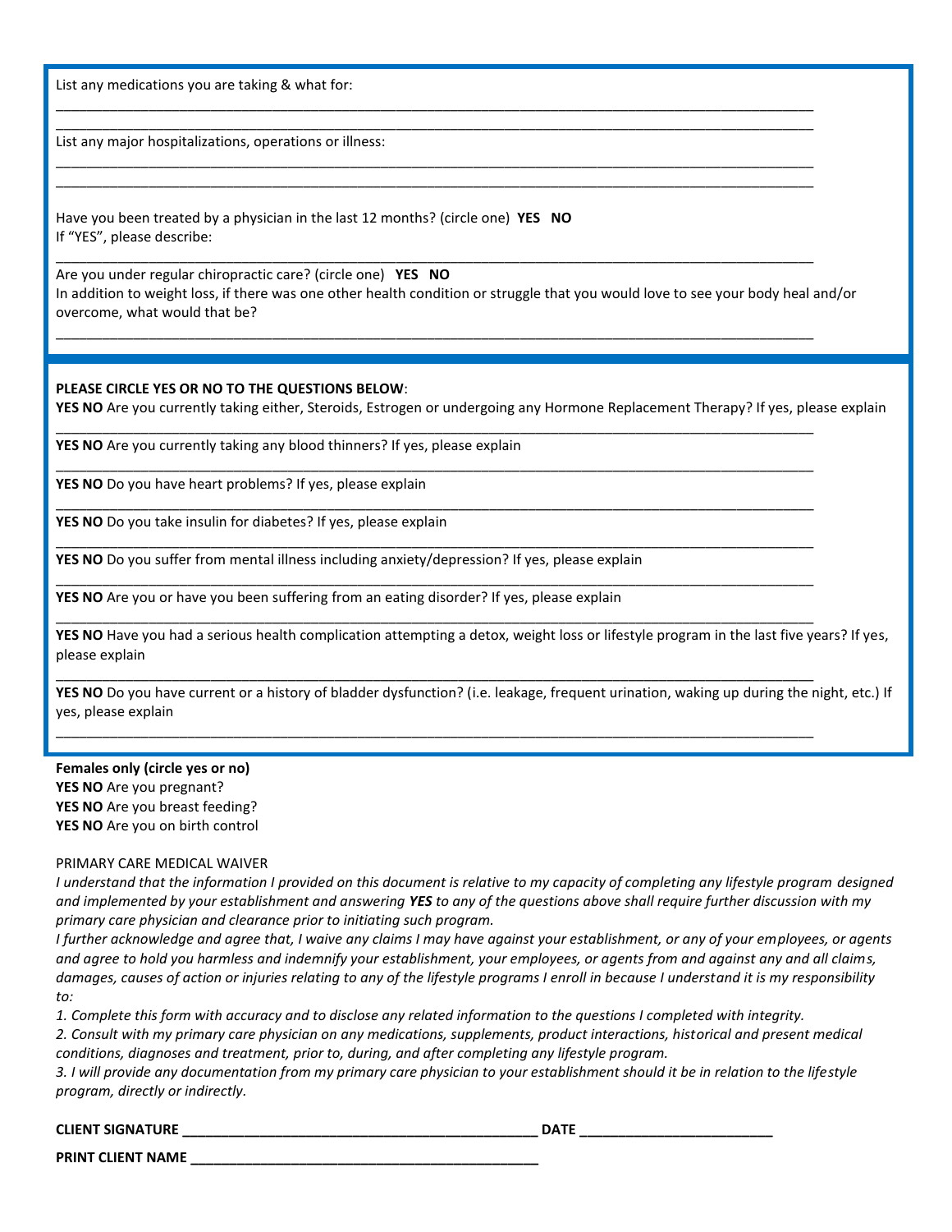List any medications you are taking & what for:

_______________________________________________________________________________________________

_______________________________________________________________________________________________

List any major hospitalizations, operations or illness:

_______________________________________________________________________________________________

_______________________________________________________________________________________________

Have you been treated by a physician in the last 12 months? (circle one) **YES NO**
If "YES", please describe:

_______________________________________________________________________________________________

Are you under regular chiropractic care? (circle one) **YES NO**
In addition to weight loss, if there was one other health condition or struggle that you would love to see your body heal and/or overcome, what would that be?

_______________________________________________________________________________________________

**PLEASE CIRCLE YES OR NO TO THE QUESTIONS BELOW**:

**YES NO** Are you currently taking either, Steroids, Estrogen or undergoing any Hormone Replacement Therapy? If yes, please explain

_______________________________________________________________________________________________

**YES NO** Are you currently taking any blood thinners? If yes, please explain

_______________________________________________________________________________________________

**YES NO** Do you have heart problems? If yes, please explain

_______________________________________________________________________________________________

**YES NO** Do you take insulin for diabetes? If yes, please explain

_______________________________________________________________________________________________

**YES NO** Do you suffer from mental illness including anxiety/depression? If yes, please explain

_______________________________________________________________________________________________

**YES NO** Are you or have you been suffering from an eating disorder? If yes, please explain

_______________________________________________________________________________________________

**YES NO** Have you had a serious health complication attempting a detox, weight loss or lifestyle program in the last five years? If yes, please explain

_______________________________________________________________________________________________

**YES NO** Do you have current or a history of bladder dysfunction? (i.e. leakage, frequent urination, waking up during the night, etc.) If yes, please explain

_______________________________________________________________________________________________

**Females only (circle yes or no)**

**YES NO** Are you pregnant?

**YES NO** Are you breast feeding?

**YES NO** Are you on birth control

PRIMARY CARE MEDICAL WAIVER

*I understand that the information I provided on this document is relative to my capacity of completing any lifestyle program designed and implemented by your establishment and answering **YES** to any of the questions above shall require further discussion with my primary care physician and clearance prior to initiating such program.*

*I further acknowledge and agree that, I waive any claims I may have against your establishment, or any of your employees, or agents and agree to hold you harmless and indemnify your establishment, your employees, or agents from and against any and all claims, damages, causes of action or injuries relating to any of the lifestyle programs I enroll in because I understand it is my responsibility to:*

*1. Complete this form with accuracy and to disclose any related information to the questions I completed with integrity.*

*2. Consult with my primary care physician on any medications, supplements, product interactions, historical and present medical conditions, diagnoses and treatment, prior to, during, and after completing any lifestyle program.*

*3. I will provide any documentation from my primary care physician to your establishment should it be in relation to the lifestyle program, directly or indirectly.*

**CLIENT SIGNATURE** _____________________________________________ **DATE** ________________________

**PRINT CLIENT NAME** _____________________________________________